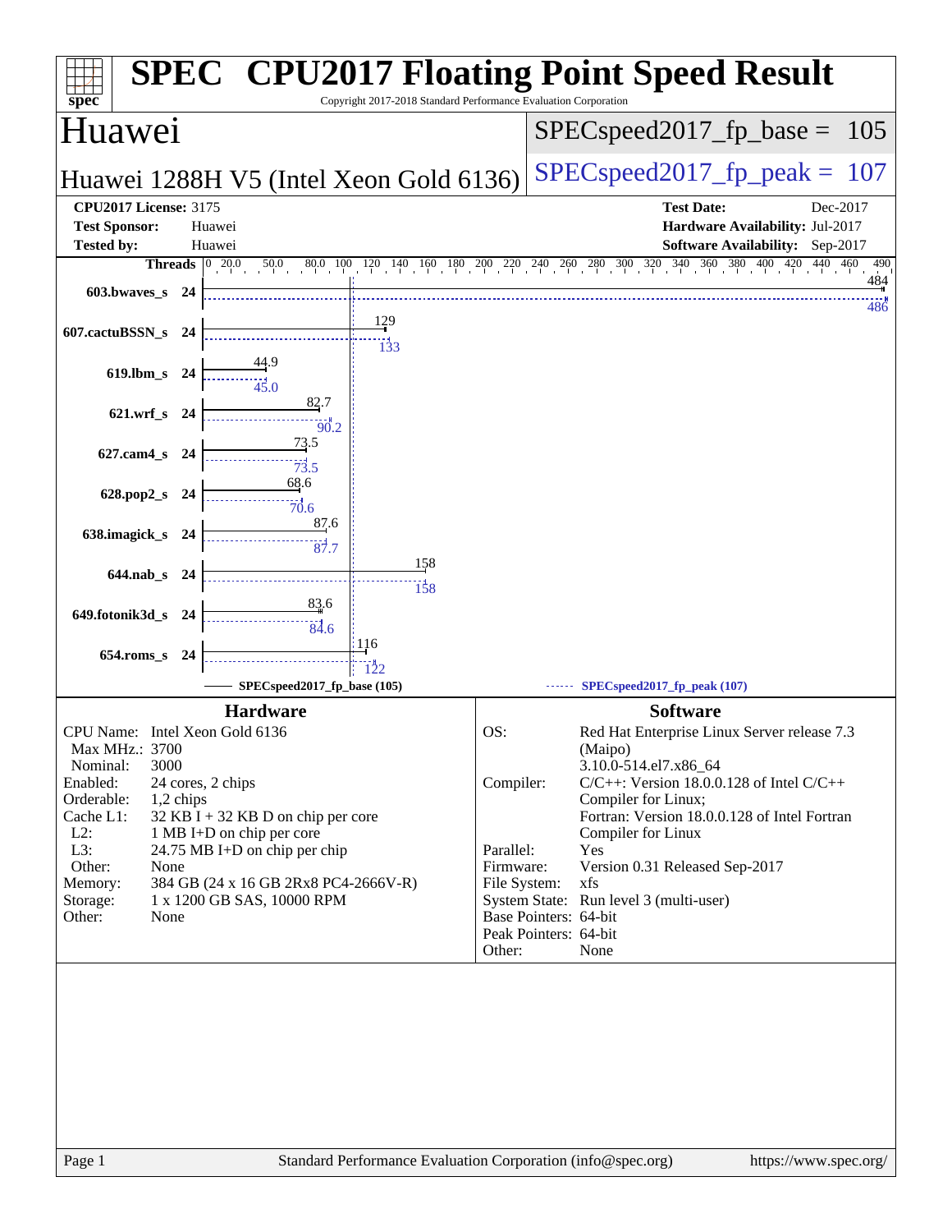# SPEC CPU2017 Floating Point Speed Result

Copyright 2017-2018 Standard Performance Evaluation Corporation

## Huawei

**Huawei 1288H V5 (Intel Xeon Gold 6136)**

SPECspeed2017_fp_base = 105

SPECspeed2017_fp_peak = 107

| | | | |
|---|---|---|---|
| **CPU2017 License:** 3175 | | **Test Date:** | Dec-2017 |
| **Test Sponsor:** | Huawei | **Hardware Availability:** | Jul-2017 |
| **Tested by:** | Huawei | **Software Availability:** | Sep-2017 |

| Benchmark | Threads | Base | Peak |
|---|---|---|---|
| 603.bwaves_s | 24 | 484 | 486 |
| 607.cactuBSSN_s | 24 | 129 | 133 |
| 619.lbm_s | 24 | 44.9 | 45.0 |
| 621.wrf_s | 24 | 82.7 | 90.2 |
| 627.cam4_s | 24 | 73.5 | 73.5 |
| 628.pop2_s | 24 | 68.6 | 70.6 |
| 638.imagick_s | 24 | 87.6 | 87.7 |
| 644.nab_s | 24 | 158 | 158 |
| 649.fotonik3d_s | 24 | 83.6 | 84.6 |
| 654.roms_s | 24 | 116 | 122 |

SPECspeed2017_fp_base (105) ------ SPECspeed2017_fp_peak (107)

### Hardware

| | |
|---|---|
| CPU Name: | Intel Xeon Gold 6136 |
| Max MHz.: | 3700 |
| Nominal: | 3000 |
| Enabled: | 24 cores, 2 chips |
| Orderable: | 1,2 chips |
| Cache L1: | 32 KB I + 32 KB D on chip per core |
| L2: | 1 MB I+D on chip per core |
| L3: | 24.75 MB I+D on chip per chip |
| Other: | None |
| Memory: | 384 GB (24 x 16 GB 2Rx8 PC4-2666V-R) |
| Storage: | 1 x 1200 GB SAS, 10000 RPM |
| Other: | None |

### Software

| | |
|---|---|
| OS: | Red Hat Enterprise Linux Server release 7.3 (Maipo) 3.10.0-514.el7.x86_64 |
| Compiler: | C/C++: Version 18.0.0.128 of Intel C/C++ Compiler for Linux; Fortran: Version 18.0.0.128 of Intel Fortran Compiler for Linux |
| Parallel: | Yes |
| Firmware: | Version 0.31 Released Sep-2017 |
| File System: | xfs |
| System State: | Run level 3 (multi-user) |
| Base Pointers: | 64-bit |
| Peak Pointers: | 64-bit |
| Other: | None |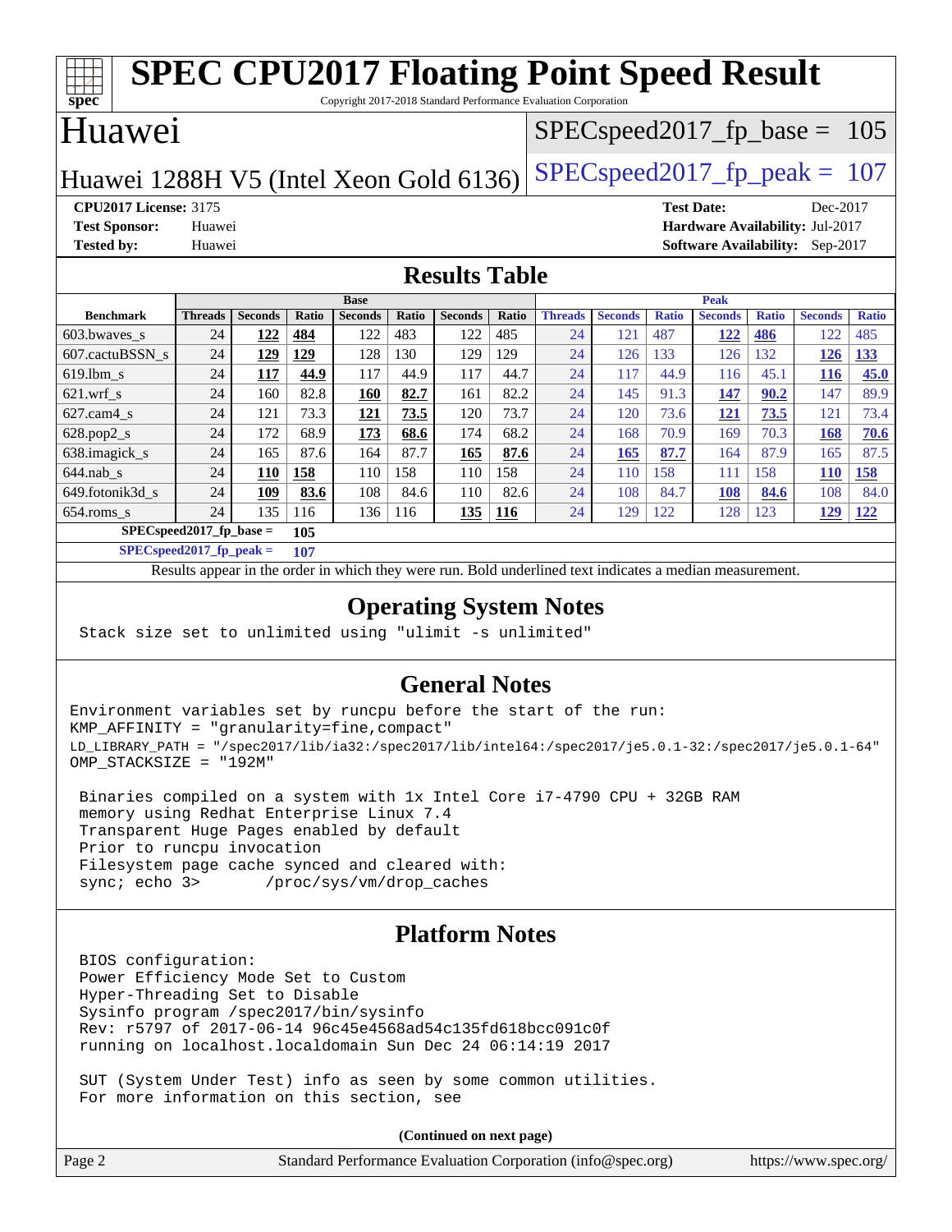# SPEC CPU2017 Floating Point Speed Result

Copyright 2017-2018 Standard Performance Evaluation Corporation

## Huawei

Huawei 1288H V5 (Intel Xeon Gold 6136)

SPECspeed2017_fp_base = 105

SPECspeed2017_fp_peak = 107

**CPU2017 License:** 3175
**Test Sponsor:** Huawei
**Tested by:** Huawei

**Test Date:** Dec-2017
**Hardware Availability:** Jul-2017
**Software Availability:** Sep-2017

## Results Table

| Benchmark | Base | | | | | | | Peak | | | | | | |
|---|---|---|---|---|---|---|---|---|---|---|---|---|---|---|
| | Threads | Seconds | Ratio | Seconds | Ratio | Seconds | Ratio | Threads | Seconds | Ratio | Seconds | Ratio | Seconds | Ratio |
| 603.bwaves_s | 24 | **122** | **484** | 122 | 483 | 122 | 485 | 24 | 121 | 487 | **122** | **486** | 122 | 485 |
| 607.cactuBSSN_s | 24 | **129** | **129** | 128 | 130 | 129 | 129 | 24 | 126 | 133 | 126 | 132 | **126** | **133** |
| 619.lbm_s | 24 | **117** | **44.9** | 117 | 44.9 | 117 | 44.7 | 24 | 117 | 44.9 | 116 | 45.1 | **116** | **45.0** |
| 621.wrf_s | 24 | 160 | 82.8 | **160** | **82.7** | 161 | 82.2 | 24 | 145 | 91.3 | **147** | **90.2** | 147 | 89.9 |
| 627.cam4_s | 24 | 121 | 73.3 | **121** | **73.5** | 120 | 73.7 | 24 | 120 | 73.6 | **121** | **73.5** | 121 | 73.4 |
| 628.pop2_s | 24 | 172 | 68.9 | **173** | **68.6** | 174 | 68.2 | 24 | 168 | 70.9 | 169 | 70.3 | **168** | **70.6** |
| 638.imagick_s | 24 | 165 | 87.6 | 164 | 87.7 | **165** | **87.6** | 24 | **165** | **87.7** | 164 | 87.9 | 165 | 87.5 |
| 644.nab_s | 24 | **110** | **158** | 110 | 158 | 110 | 158 | 24 | 110 | 158 | 111 | 158 | **110** | **158** |
| 649.fotonik3d_s | 24 | **109** | **83.6** | 108 | 84.6 | 110 | 82.6 | 24 | 108 | 84.7 | **108** | **84.6** | 108 | 84.0 |
| 654.roms_s | 24 | 135 | 116 | 136 | 116 | **135** | **116** | 24 | 129 | 122 | 128 | 123 | **129** | **122** |

**SPECspeed2017_fp_base = 105**

**SPECspeed2017_fp_peak = 107**

Results appear in the order in which they were run. Bold underlined text indicates a median measurement.

## Operating System Notes

```
Stack size set to unlimited using "ulimit -s unlimited"
```

## General Notes

```
Environment variables set by runcpu before the start of the run:
KMP_AFFINITY = "granularity=fine,compact"
LD_LIBRARY_PATH = "/spec2017/lib/ia32:/spec2017/lib/intel64:/spec2017/je5.0.1-32:/spec2017/je5.0.1-64"
OMP_STACKSIZE = "192M"

 Binaries compiled on a system with 1x Intel Core i7-4790 CPU + 32GB RAM
 memory using Redhat Enterprise Linux 7.4
 Transparent Huge Pages enabled by default
 Prior to runcpu invocation
 Filesystem page cache synced and cleared with:
 sync; echo 3>       /proc/sys/vm/drop_caches
```

## Platform Notes

```
BIOS configuration:
Power Efficiency Mode Set to Custom
Hyper-Threading Set to Disable
Sysinfo program /spec2017/bin/sysinfo
Rev: r5797 of 2017-06-14 96c45e4568ad54c135fd618bcc091c0f
running on localhost.localdomain Sun Dec 24 06:14:19 2017

SUT (System Under Test) info as seen by some common utilities.
For more information on this section, see
```

**(Continued on next page)**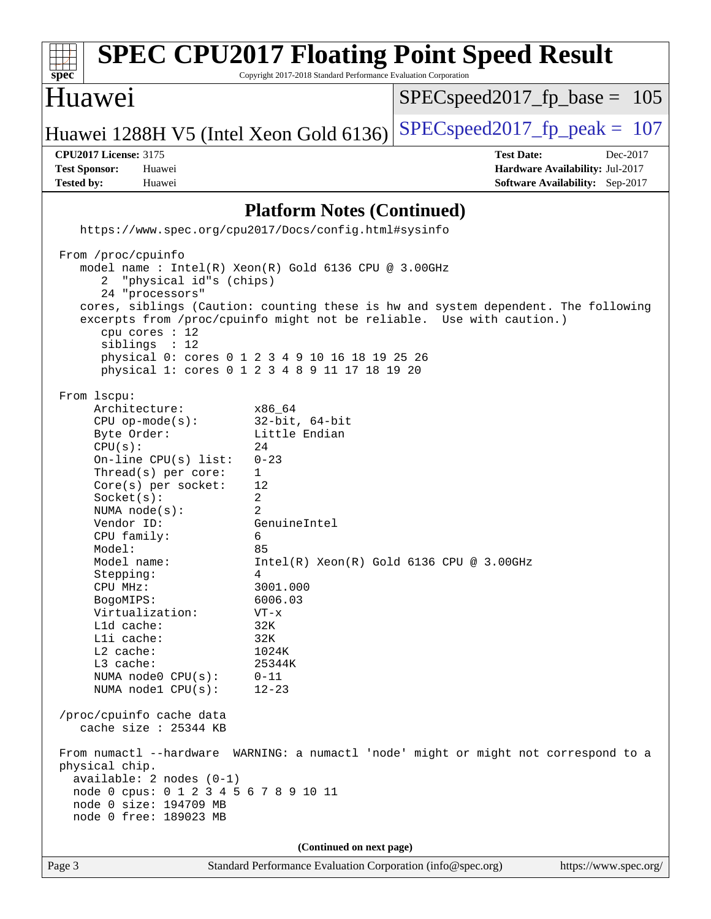## Platform Notes (Continued)

```
    https://www.spec.org/cpu2017/Docs/config.html#sysinfo

 From /proc/cpuinfo
    model name : Intel(R) Xeon(R) Gold 6136 CPU @ 3.00GHz
       2  "physical id"s (chips)
       24 "processors"
    cores, siblings (Caution: counting these is hw and system dependent. The following
    excerpts from /proc/cpuinfo might not be reliable.  Use with caution.)
       cpu cores : 12
       siblings  : 12
       physical 0: cores 0 1 2 3 4 9 10 16 18 19 25 26
       physical 1: cores 0 1 2 3 4 8 9 11 17 18 19 20

 From lscpu:
      Architecture:          x86_64
      CPU op-mode(s):        32-bit, 64-bit
      Byte Order:            Little Endian
      CPU(s):                24
      On-line CPU(s) list:   0-23
      Thread(s) per core:    1
      Core(s) per socket:    12
      Socket(s):             2
      NUMA node(s):          2
      Vendor ID:             GenuineIntel
      CPU family:            6
      Model:                 85
      Model name:            Intel(R) Xeon(R) Gold 6136 CPU @ 3.00GHz
      Stepping:              4
      CPU MHz:               3001.000
      BogoMIPS:              6006.03
      Virtualization:        VT-x
      L1d cache:             32K
      L1i cache:             32K
      L2 cache:              1024K
      L3 cache:              25344K
      NUMA node0 CPU(s):     0-11
      NUMA node1 CPU(s):     12-23

 /proc/cpuinfo cache data
    cache size : 25344 KB

 From numactl --hardware  WARNING: a numactl 'node' might or might not correspond to a
 physical chip.
   available: 2 nodes (0-1)
   node 0 cpus: 0 1 2 3 4 5 6 7 8 9 10 11
   node 0 size: 194709 MB
   node 0 free: 189023 MB
```

(Continued on next page)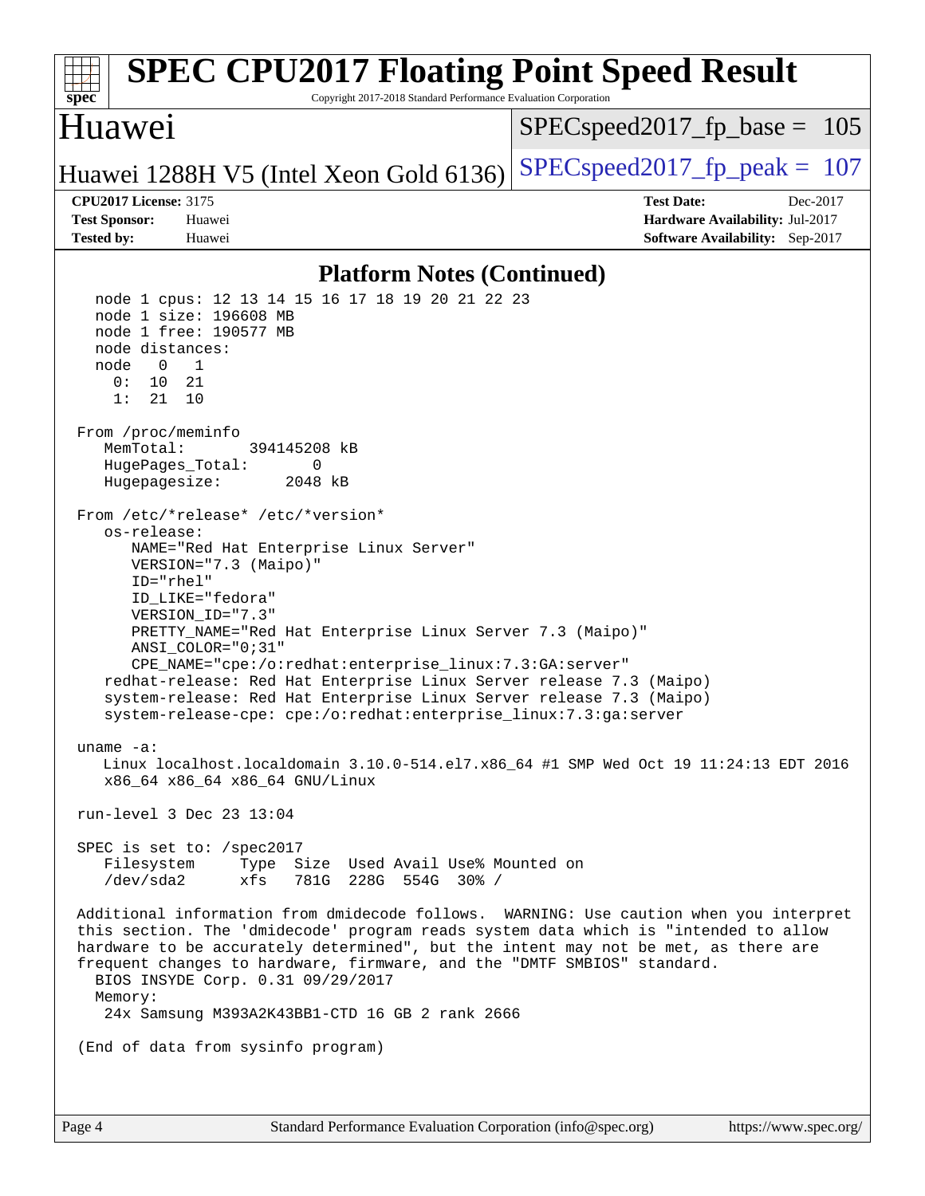## Platform Notes (Continued)

```
  node 1 cpus: 12 13 14 15 16 17 18 19 20 21 22 23
  node 1 size: 196608 MB
  node 1 free: 190577 MB
  node distances:
  node   0   1
    0:  10  21
    1:  21  10

From /proc/meminfo
   MemTotal:       394145208 kB
   HugePages_Total:       0
   Hugepagesize:       2048 kB

From /etc/*release* /etc/*version*
   os-release:
      NAME="Red Hat Enterprise Linux Server"
      VERSION="7.3 (Maipo)"
      ID="rhel"
      ID_LIKE="fedora"
      VERSION_ID="7.3"
      PRETTY_NAME="Red Hat Enterprise Linux Server 7.3 (Maipo)"
      ANSI_COLOR="0;31"
      CPE_NAME="cpe:/o:redhat:enterprise_linux:7.3:GA:server"
   redhat-release: Red Hat Enterprise Linux Server release 7.3 (Maipo)
   system-release: Red Hat Enterprise Linux Server release 7.3 (Maipo)
   system-release-cpe: cpe:/o:redhat:enterprise_linux:7.3:ga:server

uname -a:
   Linux localhost.localdomain 3.10.0-514.el7.x86_64 #1 SMP Wed Oct 19 11:24:13 EDT 2016
   x86_64 x86_64 x86_64 GNU/Linux

run-level 3 Dec 23 13:04

SPEC is set to: /spec2017
   Filesystem     Type  Size  Used Avail Use% Mounted on
   /dev/sda2      xfs   781G  228G  554G  30% /

Additional information from dmidecode follows.  WARNING: Use caution when you interpret
this section. The 'dmidecode' program reads system data which is "intended to allow
hardware to be accurately determined", but the intent may not be met, as there are
frequent changes to hardware, firmware, and the "DMTF SMBIOS" standard.
  BIOS INSYDE Corp. 0.31 09/29/2017
  Memory:
   24x Samsung M393A2K43BB1-CTD 16 GB 2 rank 2666

(End of data from sysinfo program)
```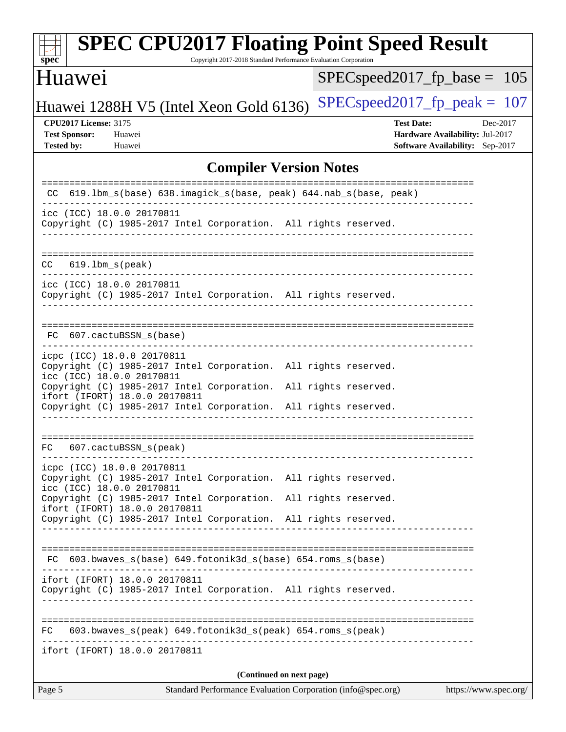## Compiler Version Notes

```
==============================================================================
 CC  619.lbm_s(base) 638.imagick_s(base, peak) 644.nab_s(base, peak)
------------------------------------------------------------------------------
icc (ICC) 18.0.0 20170811
Copyright (C) 1985-2017 Intel Corporation.  All rights reserved.
------------------------------------------------------------------------------

==============================================================================
 CC  619.lbm_s(peak)
------------------------------------------------------------------------------
icc (ICC) 18.0.0 20170811
Copyright (C) 1985-2017 Intel Corporation.  All rights reserved.
------------------------------------------------------------------------------

==============================================================================
 FC  607.cactuBSSN_s(base)
------------------------------------------------------------------------------
icpc (ICC) 18.0.0 20170811
Copyright (C) 1985-2017 Intel Corporation.  All rights reserved.
icc (ICC) 18.0.0 20170811
Copyright (C) 1985-2017 Intel Corporation.  All rights reserved.
ifort (IFORT) 18.0.0 20170811
Copyright (C) 1985-2017 Intel Corporation.  All rights reserved.
------------------------------------------------------------------------------

==============================================================================
 FC  607.cactuBSSN_s(peak)
------------------------------------------------------------------------------
icpc (ICC) 18.0.0 20170811
Copyright (C) 1985-2017 Intel Corporation.  All rights reserved.
icc (ICC) 18.0.0 20170811
Copyright (C) 1985-2017 Intel Corporation.  All rights reserved.
ifort (IFORT) 18.0.0 20170811
Copyright (C) 1985-2017 Intel Corporation.  All rights reserved.
------------------------------------------------------------------------------

==============================================================================
 FC  603.bwaves_s(base) 649.fotonik3d_s(base) 654.roms_s(base)
------------------------------------------------------------------------------
ifort (IFORT) 18.0.0 20170811
Copyright (C) 1985-2017 Intel Corporation.  All rights reserved.
------------------------------------------------------------------------------

==============================================================================
 FC  603.bwaves_s(peak) 649.fotonik3d_s(peak) 654.roms_s(peak)
------------------------------------------------------------------------------
ifort (IFORT) 18.0.0 20170811
```

**(Continued on next page)**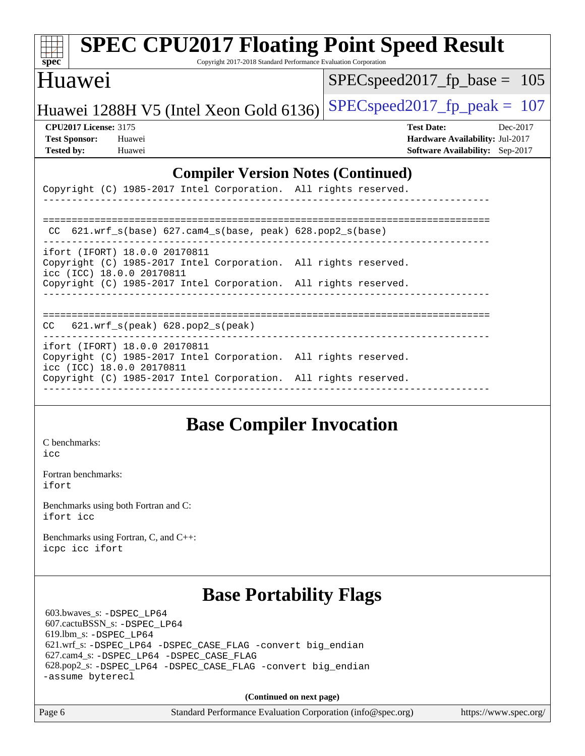## Compiler Version Notes (Continued)

```
Copyright (C) 1985-2017 Intel Corporation.  All rights reserved.
------------------------------------------------------------------------------

==============================================================================
 CC  621.wrf_s(base) 627.cam4_s(base, peak) 628.pop2_s(base)
------------------------------------------------------------------------------
ifort (IFORT) 18.0.0 20170811
Copyright (C) 1985-2017 Intel Corporation.  All rights reserved.
icc (ICC) 18.0.0 20170811
Copyright (C) 1985-2017 Intel Corporation.  All rights reserved.
------------------------------------------------------------------------------

==============================================================================
CC   621.wrf_s(peak) 628.pop2_s(peak)
------------------------------------------------------------------------------
ifort (IFORT) 18.0.0 20170811
Copyright (C) 1985-2017 Intel Corporation.  All rights reserved.
icc (ICC) 18.0.0 20170811
Copyright (C) 1985-2017 Intel Corporation.  All rights reserved.
------------------------------------------------------------------------------
```

## Base Compiler Invocation

C benchmarks:
`icc`

Fortran benchmarks:
`ifort`

Benchmarks using both Fortran and C:
`ifort icc`

Benchmarks using Fortran, C, and C++:
`icpc icc ifort`

## Base Portability Flags

603.bwaves_s: `-DSPEC_LP64`
607.cactuBSSN_s: `-DSPEC_LP64`
619.lbm_s: `-DSPEC_LP64`
621.wrf_s: `-DSPEC_LP64 -DSPEC_CASE_FLAG -convert big_endian`
627.cam4_s: `-DSPEC_LP64 -DSPEC_CASE_FLAG`
628.pop2_s: `-DSPEC_LP64 -DSPEC_CASE_FLAG -convert big_endian -assume byterecl`

**(Continued on next page)**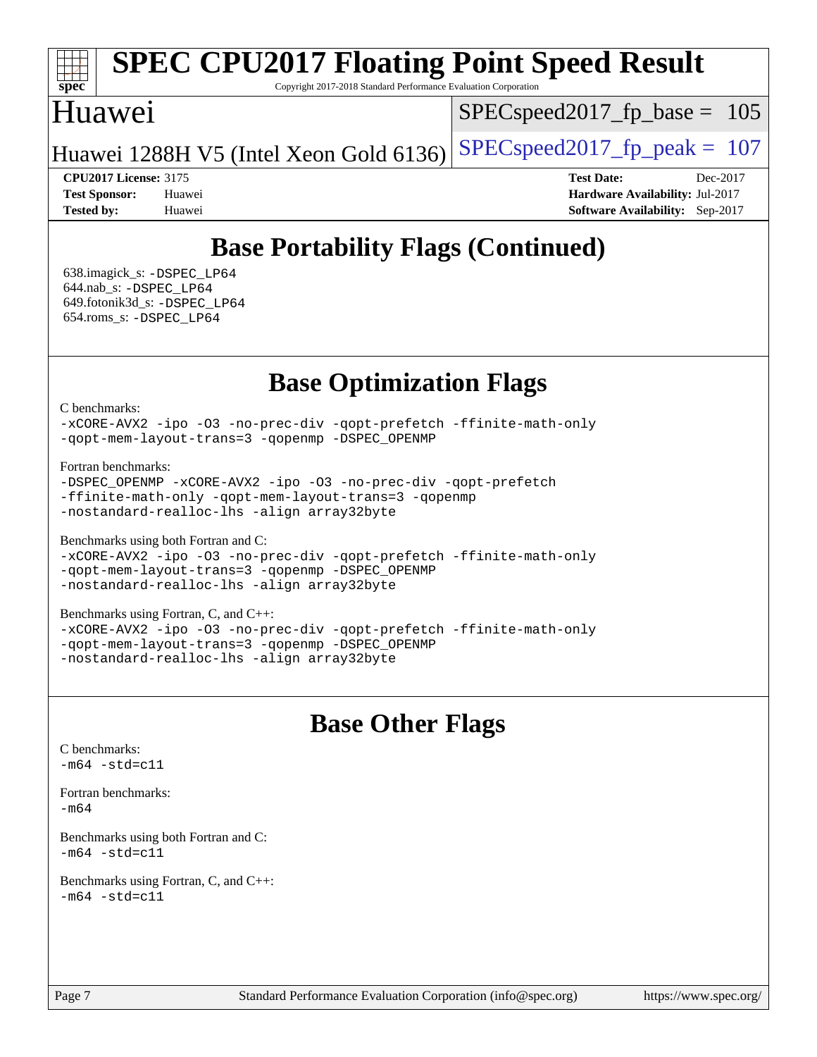# Base Portability Flags (Continued)

638.imagick_s: -DSPEC_LP64
644.nab_s: -DSPEC_LP64
649.fotonik3d_s: -DSPEC_LP64
654.roms_s: -DSPEC_LP64

# Base Optimization Flags

C benchmarks:

-xCORE-AVX2 -ipo -O3 -no-prec-div -qopt-prefetch -ffinite-math-only
-qopt-mem-layout-trans=3 -qopenmp -DSPEC_OPENMP

Fortran benchmarks:

-DSPEC_OPENMP -xCORE-AVX2 -ipo -O3 -no-prec-div -qopt-prefetch
-ffinite-math-only -qopt-mem-layout-trans=3 -qopenmp
-nostandard-realloc-lhs -align array32byte

Benchmarks using both Fortran and C:

-xCORE-AVX2 -ipo -O3 -no-prec-div -qopt-prefetch -ffinite-math-only
-qopt-mem-layout-trans=3 -qopenmp -DSPEC_OPENMP
-nostandard-realloc-lhs -align array32byte

Benchmarks using Fortran, C, and C++:

-xCORE-AVX2 -ipo -O3 -no-prec-div -qopt-prefetch -ffinite-math-only
-qopt-mem-layout-trans=3 -qopenmp -DSPEC_OPENMP
-nostandard-realloc-lhs -align array32byte

# Base Other Flags

C benchmarks:

-m64 -std=c11

Fortran benchmarks:

-m64

Benchmarks using both Fortran and C:

-m64 -std=c11

Benchmarks using Fortran, C, and C++:

-m64 -std=c11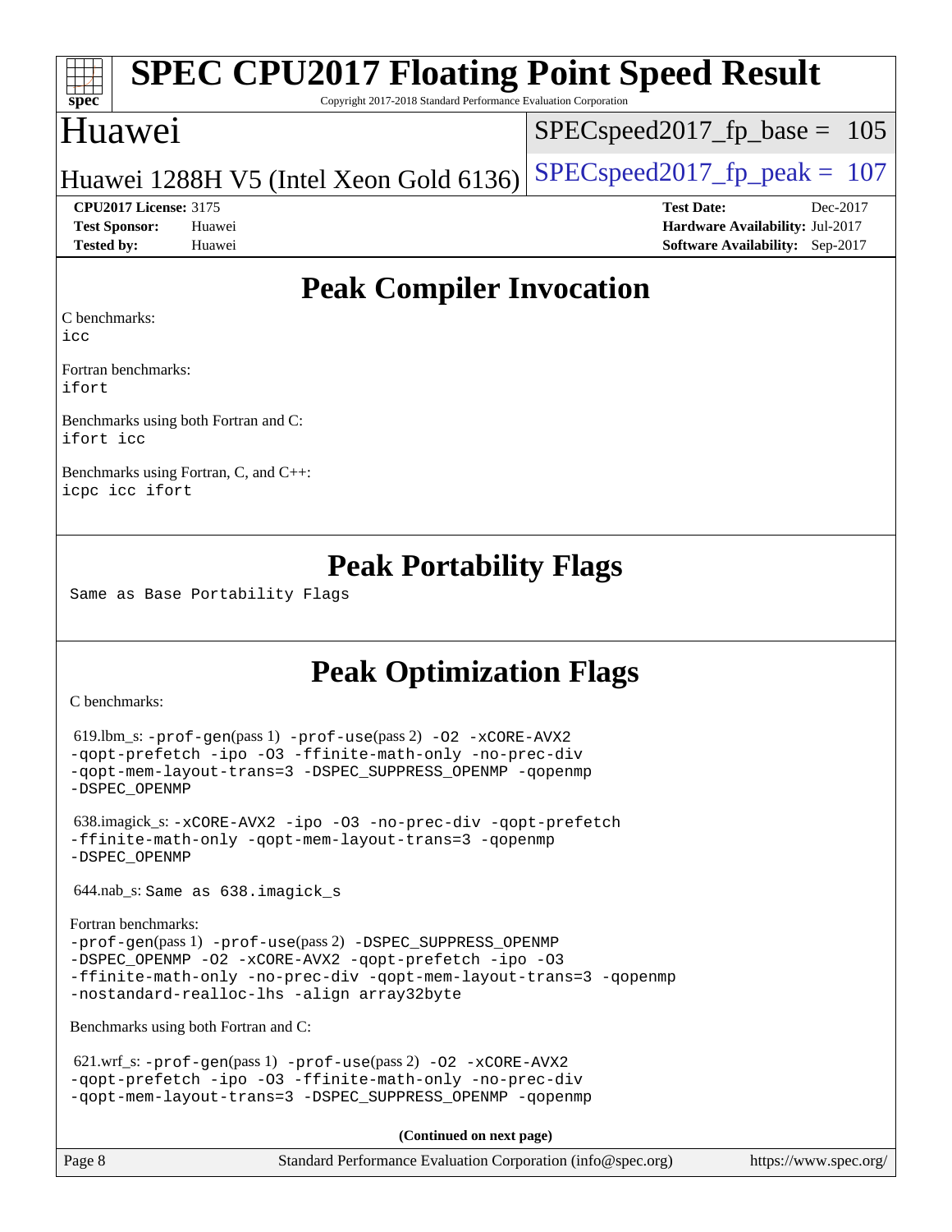# SPEC CPU2017 Floating Point Speed Result

Copyright 2017-2018 Standard Performance Evaluation Corporation

## Huawei

Huawei 1288H V5 (Intel Xeon Gold 6136)

SPECspeed2017_fp_base = 105

SPECspeed2017_fp_peak = 107

**CPU2017 License:** 3175
**Test Sponsor:** Huawei
**Tested by:** Huawei

**Test Date:** Dec-2017
**Hardware Availability:** Jul-2017
**Software Availability:** Sep-2017

## Peak Compiler Invocation

C benchmarks:
icc

Fortran benchmarks:
ifort

Benchmarks using both Fortran and C:
ifort icc

Benchmarks using Fortran, C, and C++:
icpc icc ifort

## Peak Portability Flags

Same as Base Portability Flags

## Peak Optimization Flags

C benchmarks:

619.lbm_s: -prof-gen(pass 1) -prof-use(pass 2) -O2 -xCORE-AVX2 -qopt-prefetch -ipo -O3 -ffinite-math-only -no-prec-div -qopt-mem-layout-trans=3 -DSPEC_SUPPRESS_OPENMP -qopenmp -DSPEC_OPENMP

638.imagick_s: -xCORE-AVX2 -ipo -O3 -no-prec-div -qopt-prefetch -ffinite-math-only -qopt-mem-layout-trans=3 -qopenmp -DSPEC_OPENMP

644.nab_s: Same as 638.imagick_s

Fortran benchmarks:
-prof-gen(pass 1) -prof-use(pass 2) -DSPEC_SUPPRESS_OPENMP -DSPEC_OPENMP -O2 -xCORE-AVX2 -qopt-prefetch -ipo -O3 -ffinite-math-only -no-prec-div -qopt-mem-layout-trans=3 -qopenmp -nostandard-realloc-lhs -align array32byte

Benchmarks using both Fortran and C:

621.wrf_s: -prof-gen(pass 1) -prof-use(pass 2) -O2 -xCORE-AVX2 -qopt-prefetch -ipo -O3 -ffinite-math-only -no-prec-div -qopt-mem-layout-trans=3 -DSPEC_SUPPRESS_OPENMP -qopenmp

**(Continued on next page)**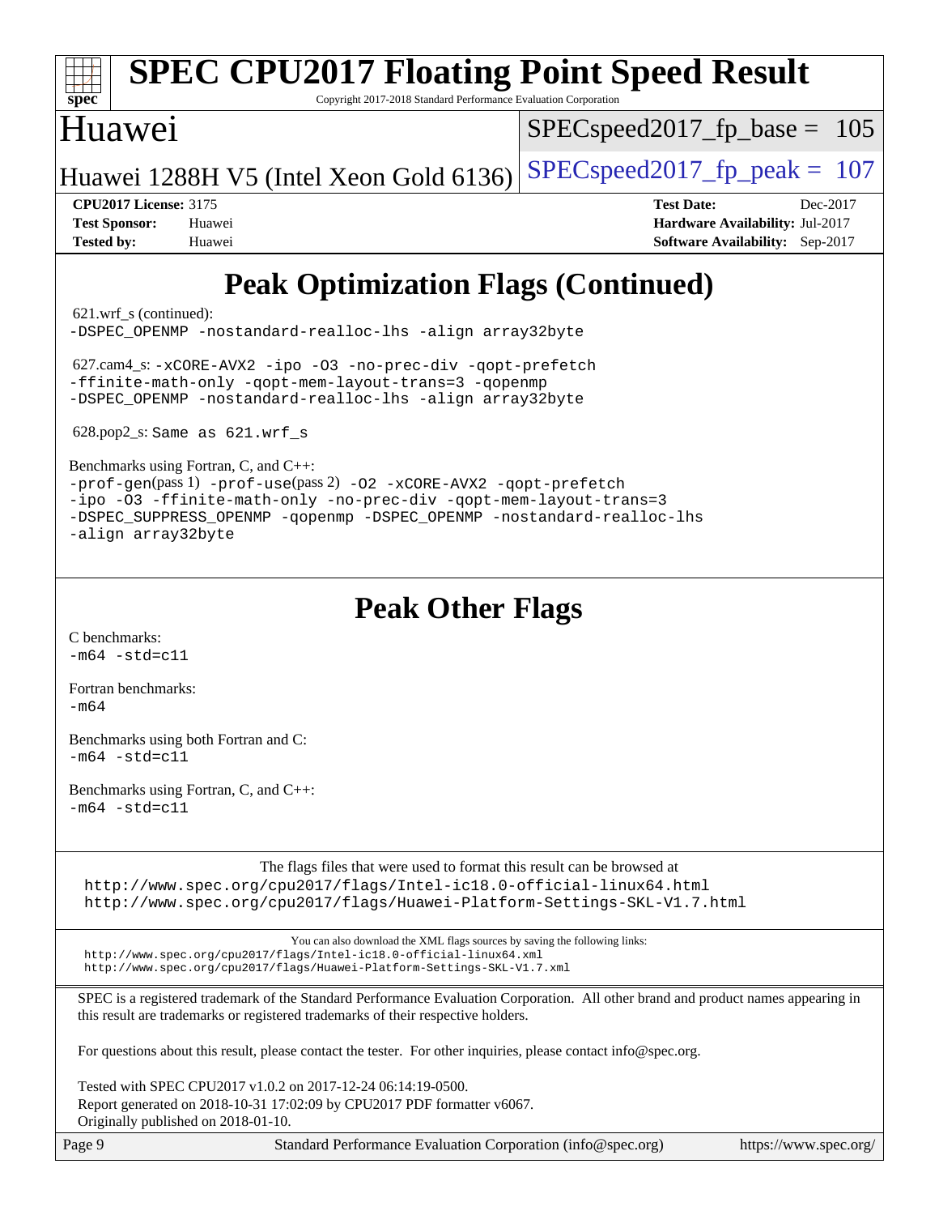# Peak Optimization Flags (Continued)

621.wrf_s (continued):
-DSPEC_OPENMP -nostandard-realloc-lhs -align array32byte

627.cam4_s: -xCORE-AVX2 -ipo -O3 -no-prec-div -qopt-prefetch
-ffinite-math-only -qopt-mem-layout-trans=3 -qopenmp
-DSPEC_OPENMP -nostandard-realloc-lhs -align array32byte

628.pop2_s: Same as 621.wrf_s

Benchmarks using Fortran, C, and C++:
-prof-gen(pass 1) -prof-use(pass 2) -O2 -xCORE-AVX2 -qopt-prefetch
-ipo -O3 -ffinite-math-only -no-prec-div -qopt-mem-layout-trans=3
-DSPEC_SUPPRESS_OPENMP -qopenmp -DSPEC_OPENMP -nostandard-realloc-lhs
-align array32byte

# Peak Other Flags

C benchmarks:
-m64 -std=c11

Fortran benchmarks:
-m64

Benchmarks using both Fortran and C:
-m64 -std=c11

Benchmarks using Fortran, C, and C++:
-m64 -std=c11

The flags files that were used to format this result can be browsed at
http://www.spec.org/cpu2017/flags/Intel-ic18.0-official-linux64.html
http://www.spec.org/cpu2017/flags/Huawei-Platform-Settings-SKL-V1.7.html

You can also download the XML flags sources by saving the following links:
http://www.spec.org/cpu2017/flags/Intel-ic18.0-official-linux64.xml
http://www.spec.org/cpu2017/flags/Huawei-Platform-Settings-SKL-V1.7.xml

SPEC is a registered trademark of the Standard Performance Evaluation Corporation. All other brand and product names appearing in this result are trademarks or registered trademarks of their respective holders.

For questions about this result, please contact the tester. For other inquiries, please contact info@spec.org.

Tested with SPEC CPU2017 v1.0.2 on 2017-12-24 06:14:19-0500.
Report generated on 2018-10-31 17:02:09 by CPU2017 PDF formatter v6067.
Originally published on 2018-01-10.